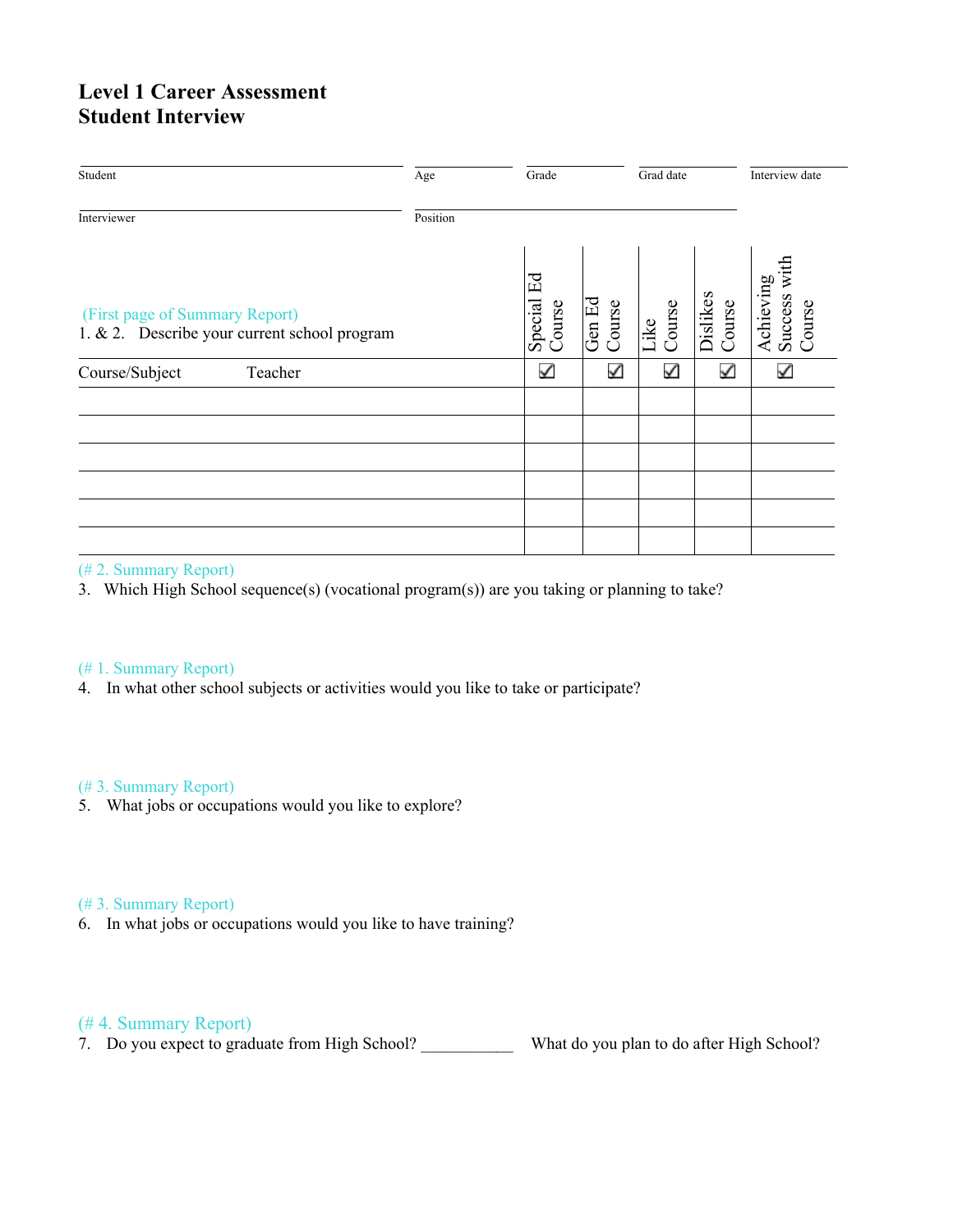# Level 1 Career Assessment
# Student Interview

| Student | Age | Grade | Grad date | Interview date |
|---|---|---|---|---|
| | | | | |

| Interviewer | Position |
|---|---|
| | |

(First page of Summary Report)
1. & 2. Describe your current school program

| Course/Subject | Teacher | Special Ed Course ☑ | Gen Ed Course ☑ | Like Course ☑ | Dislikes Course ☑ | Achieving Success with Course ☑ |
|---|---|---|---|---|---|---|
| | | | | | | |
| | | | | | | |
| | | | | | | |
| | | | | | | |
| | | | | | | |
| | | | | | | |

(# 2. Summary Report)
3. Which High School sequence(s) (vocational program(s)) are you taking or planning to take?

(# 1. Summary Report)
4. In what other school subjects or activities would you like to take or participate?

(# 3. Summary Report)
5. What jobs or occupations would you like to explore?

(# 3. Summary Report)
6. In what jobs or occupations would you like to have training?

(# 4. Summary Report)
7. Do you expect to graduate from High School? ___________ What do you plan to do after High School?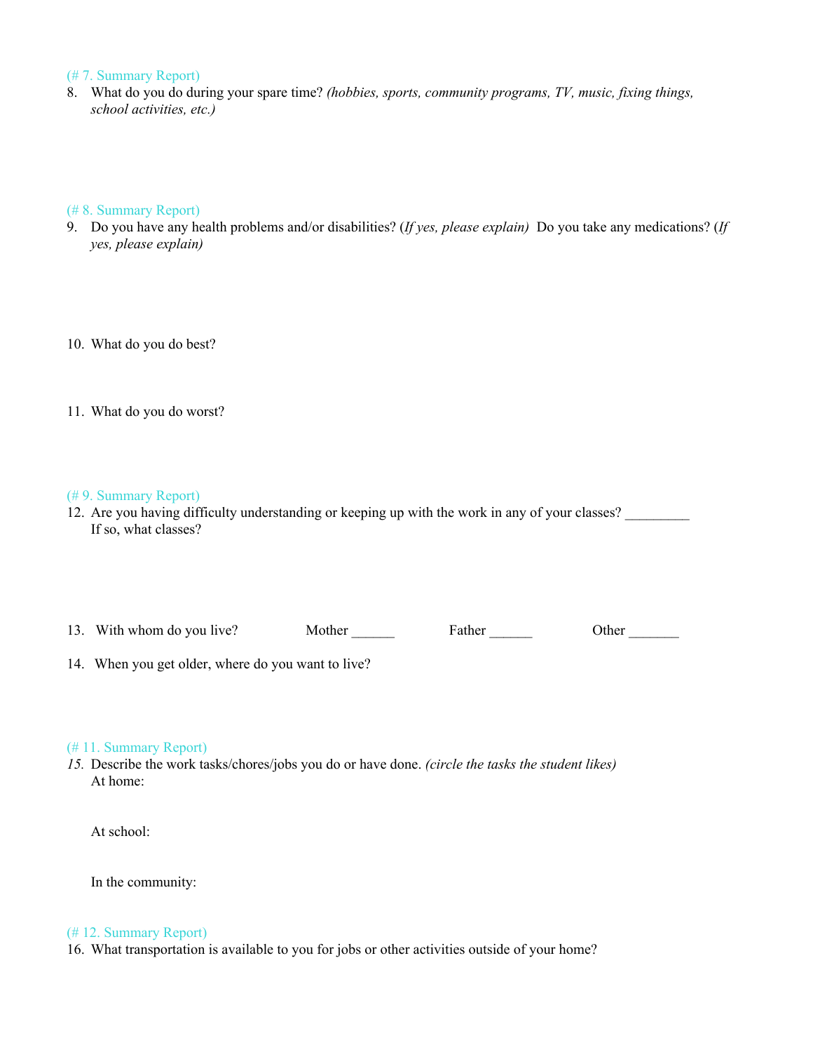(# 7. Summary Report)

8. What do you do during your spare time? *(hobbies, sports, community programs, TV, music, fixing things, school activities, etc.)*

(# 8. Summary Report)

9. Do you have any health problems and/or disabilities? (*If yes, please explain)* Do you take any medications? (*If yes, please explain)*

10. What do you do best?

11. What do you do worst?

(# 9. Summary Report)

12. Are you having difficulty understanding or keeping up with the work in any of your classes? _________
    If so, what classes?

13. With whom do you live? Mother ______ Father ______ Other _______

14. When you get older, where do you want to live?

(# 11. Summary Report)

*15.* Describe the work tasks/chores/jobs you do or have done. *(circle the tasks the student likes)*

    At home:

    At school:

    In the community:

(# 12. Summary Report)

16. What transportation is available to you for jobs or other activities outside of your home?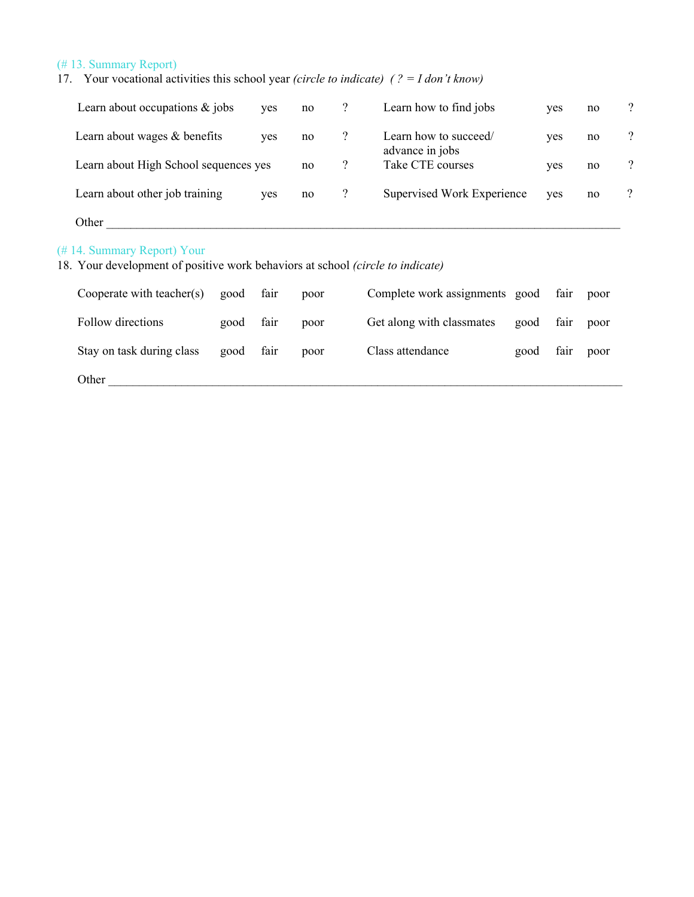(# 13. Summary Report)

17. Your vocational activities this school year *(circle to indicate)* *( ? = I don't know)*

| | | | | | | | |
|---|---|---|---|---|---|---|---|
| Learn about occupations & jobs | yes | no | ? | Learn how to find jobs | yes | no | ? |
| Learn about wages & benefits | yes | no | ? | Learn how to succeed/ advance in jobs | yes | no | ? |
| Learn about High School sequences | yes | no | ? | Take CTE courses | yes | no | ? |
| Learn about other job training | yes | no | ? | Supervised Work Experience | yes | no | ? |

Other ___________________________________________________________________________

(# 14. Summary Report) Your

18. Your development of positive work behaviors at school *(circle to indicate)*

| | | | | | | | |
|---|---|---|---|---|---|---|---|
| Cooperate with teacher(s) | good | fair | poor | Complete work assignments | good | fair | poor |
| Follow directions | good | fair | poor | Get along with classmates | good | fair | poor |
| Stay on task during class | good | fair | poor | Class attendance | good | fair | poor |

Other ___________________________________________________________________________